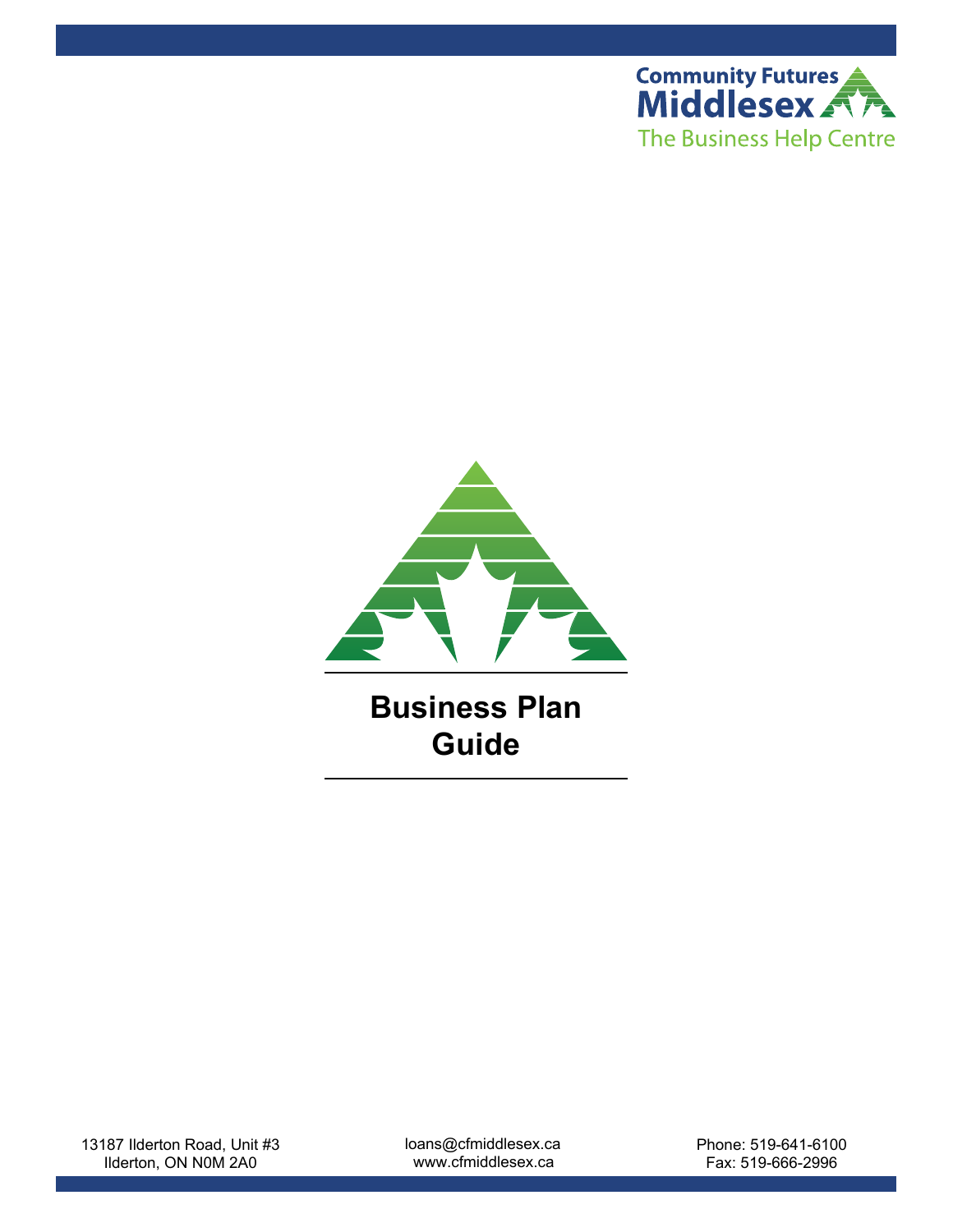Community Futures Middlesex

The Business Help Centre

# Business Plan Guide

13187 Ilderton Road, Unit #3
Ilderton, ON N0M 2A0

loans@cfmiddlesex.ca
www.cfmiddlesex.ca

Phone: 519-641-6100
Fax: 519-666-2996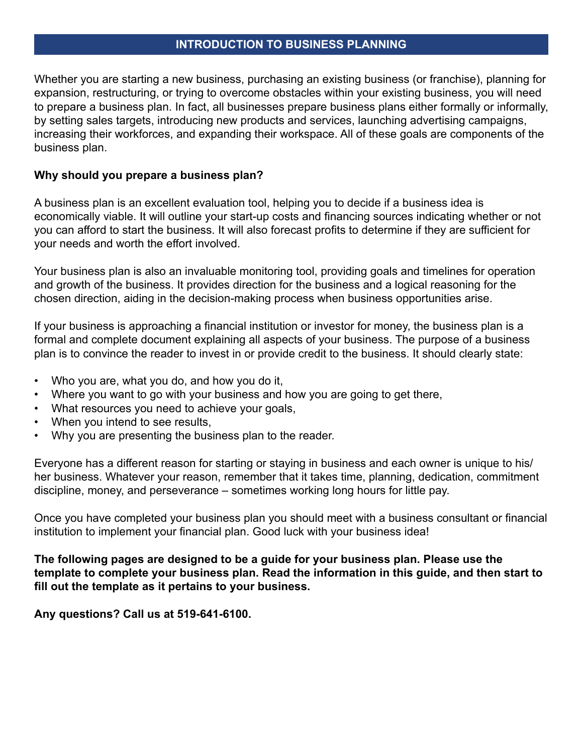## INTRODUCTION TO BUSINESS PLANNING

Whether you are starting a new business, purchasing an existing business (or franchise), planning for expansion, restructuring, or trying to overcome obstacles within your existing business, you will need to prepare a business plan. In fact, all businesses prepare business plans either formally or informally, by setting sales targets, introducing new products and services, launching advertising campaigns, increasing their workforces, and expanding their workspace. All of these goals are components of the business plan.

**Why should you prepare a business plan?**

A business plan is an excellent evaluation tool, helping you to decide if a business idea is economically viable. It will outline your start-up costs and financing sources indicating whether or not you can afford to start the business. It will also forecast profits to determine if they are sufficient for your needs and worth the effort involved.

Your business plan is also an invaluable monitoring tool, providing goals and timelines for operation and growth of the business. It provides direction for the business and a logical reasoning for the chosen direction, aiding in the decision-making process when business opportunities arise.

If your business is approaching a financial institution or investor for money, the business plan is a formal and complete document explaining all aspects of your business. The purpose of a business plan is to convince the reader to invest in or provide credit to the business. It should clearly state:

- Who you are, what you do, and how you do it,
- Where you want to go with your business and how you are going to get there,
- What resources you need to achieve your goals,
- When you intend to see results,
- Why you are presenting the business plan to the reader.

Everyone has a different reason for starting or staying in business and each owner is unique to his/her business. Whatever your reason, remember that it takes time, planning, dedication, commitment discipline, money, and perseverance – sometimes working long hours for little pay.

Once you have completed your business plan you should meet with a business consultant or financial institution to implement your financial plan. Good luck with your business idea!

**The following pages are designed to be a guide for your business plan. Please use the template to complete your business plan. Read the information in this guide, and then start to fill out the template as it pertains to your business.**

**Any questions? Call us at 519-641-6100.**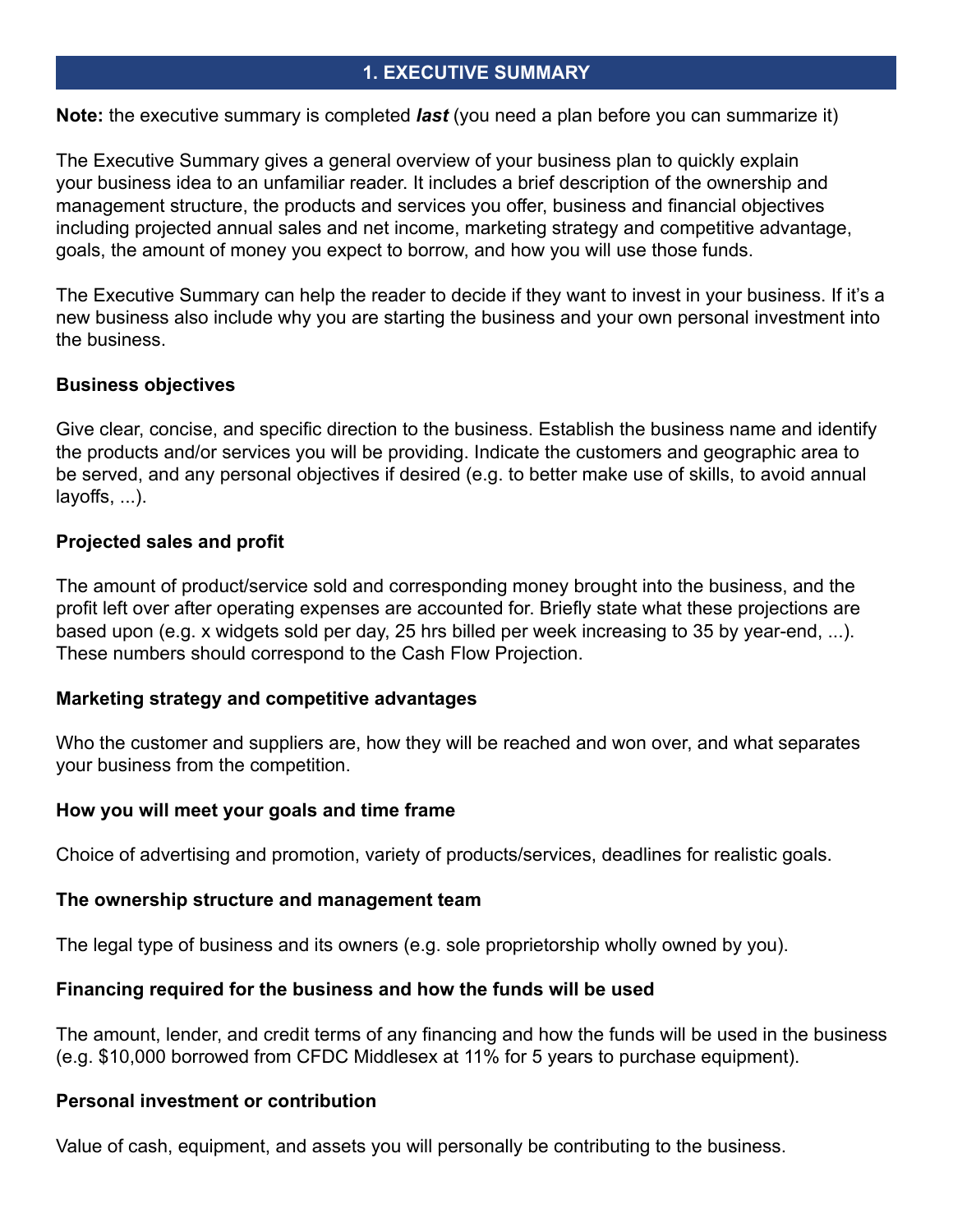## 1. EXECUTIVE SUMMARY

**Note:** the executive summary is completed ***last*** (you need a plan before you can summarize it)

The Executive Summary gives a general overview of your business plan to quickly explain your business idea to an unfamiliar reader. It includes a brief description of the ownership and management structure, the products and services you offer, business and financial objectives including projected annual sales and net income, marketing strategy and competitive advantage, goals, the amount of money you expect to borrow, and how you will use those funds.

The Executive Summary can help the reader to decide if they want to invest in your business. If it's a new business also include why you are starting the business and your own personal investment into the business.

**Business objectives**

Give clear, concise, and specific direction to the business. Establish the business name and identify the products and/or services you will be providing. Indicate the customers and geographic area to be served, and any personal objectives if desired (e.g. to better make use of skills, to avoid annual layoffs, ...).

**Projected sales and profit**

The amount of product/service sold and corresponding money brought into the business, and the profit left over after operating expenses are accounted for. Briefly state what these projections are based upon (e.g. x widgets sold per day, 25 hrs billed per week increasing to 35 by year-end, ...). These numbers should correspond to the Cash Flow Projection.

**Marketing strategy and competitive advantages**

Who the customer and suppliers are, how they will be reached and won over, and what separates your business from the competition.

**How you will meet your goals and time frame**

Choice of advertising and promotion, variety of products/services, deadlines for realistic goals.

**The ownership structure and management team**

The legal type of business and its owners (e.g. sole proprietorship wholly owned by you).

**Financing required for the business and how the funds will be used**

The amount, lender, and credit terms of any financing and how the funds will be used in the business (e.g. $10,000 borrowed from CFDC Middlesex at 11% for 5 years to purchase equipment).

**Personal investment or contribution**

Value of cash, equipment, and assets you will personally be contributing to the business.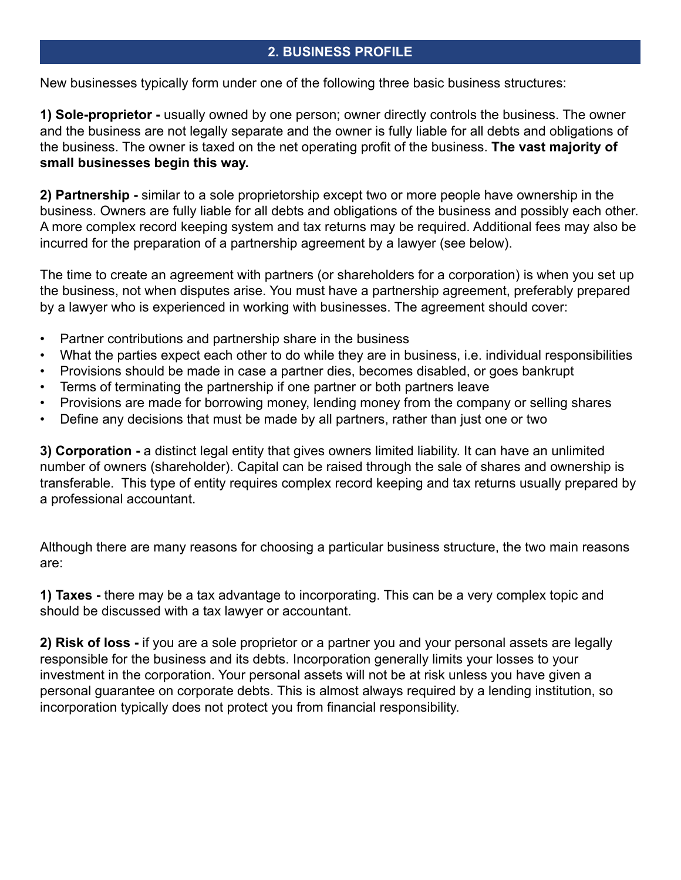## 2. BUSINESS PROFILE

New businesses typically form under one of the following three basic business structures:

**1) Sole-proprietor -** usually owned by one person; owner directly controls the business. The owner and the business are not legally separate and the owner is fully liable for all debts and obligations of the business. The owner is taxed on the net operating profit of the business. **The vast majority of small businesses begin this way.**

**2) Partnership -** similar to a sole proprietorship except two or more people have ownership in the business. Owners are fully liable for all debts and obligations of the business and possibly each other. A more complex record keeping system and tax returns may be required. Additional fees may also be incurred for the preparation of a partnership agreement by a lawyer (see below).

The time to create an agreement with partners (or shareholders for a corporation) is when you set up the business, not when disputes arise. You must have a partnership agreement, preferably prepared by a lawyer who is experienced in working with businesses. The agreement should cover:

- Partner contributions and partnership share in the business
- What the parties expect each other to do while they are in business, i.e. individual responsibilities
- Provisions should be made in case a partner dies, becomes disabled, or goes bankrupt
- Terms of terminating the partnership if one partner or both partners leave
- Provisions are made for borrowing money, lending money from the company or selling shares
- Define any decisions that must be made by all partners, rather than just one or two

**3) Corporation -** a distinct legal entity that gives owners limited liability. It can have an unlimited number of owners (shareholder). Capital can be raised through the sale of shares and ownership is transferable. This type of entity requires complex record keeping and tax returns usually prepared by a professional accountant.

Although there are many reasons for choosing a particular business structure, the two main reasons are:

**1) Taxes -** there may be a tax advantage to incorporating. This can be a very complex topic and should be discussed with a tax lawyer or accountant.

**2) Risk of loss -** if you are a sole proprietor or a partner you and your personal assets are legally responsible for the business and its debts. Incorporation generally limits your losses to your investment in the corporation. Your personal assets will not be at risk unless you have given a personal guarantee on corporate debts. This is almost always required by a lending institution, so incorporation typically does not protect you from financial responsibility.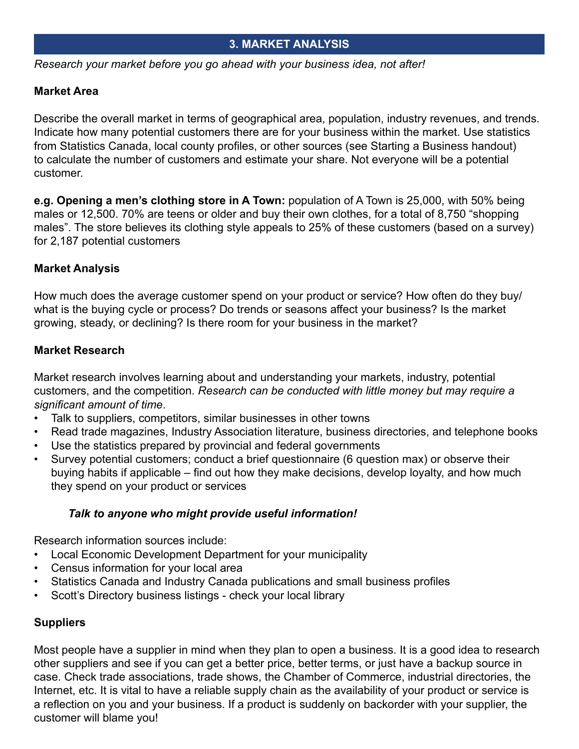## 3. MARKET ANALYSIS

*Research your market before you go ahead with your business idea, not after!*

### Market Area

Describe the overall market in terms of geographical area, population, industry revenues, and trends. Indicate how many potential customers there are for your business within the market. Use statistics from Statistics Canada, local county profiles, or other sources (see Starting a Business handout) to calculate the number of customers and estimate your share. Not everyone will be a potential customer.

**e.g. Opening a men's clothing store in A Town:** population of A Town is 25,000, with 50% being males or 12,500. 70% are teens or older and buy their own clothes, for a total of 8,750 "shopping males". The store believes its clothing style appeals to 25% of these customers (based on a survey) for 2,187 potential customers

### Market Analysis

How much does the average customer spend on your product or service? How often do they buy/ what is the buying cycle or process? Do trends or seasons affect your business? Is the market growing, steady, or declining? Is there room for your business in the market?

### Market Research

Market research involves learning about and understanding your markets, industry, potential customers, and the competition. *Research can be conducted with little money but may require a significant amount of time*.

- Talk to suppliers, competitors, similar businesses in other towns
- Read trade magazines, Industry Association literature, business directories, and telephone books
- Use the statistics prepared by provincial and federal governments
- Survey potential customers; conduct a brief questionnaire (6 question max) or observe their buying habits if applicable – find out how they make decisions, develop loyalty, and how much they spend on your product or services

***Talk to anyone who might provide useful information!***

Research information sources include:

- Local Economic Development Department for your municipality
- Census information for your local area
- Statistics Canada and Industry Canada publications and small business profiles
- Scott's Directory business listings - check your local library

### Suppliers

Most people have a supplier in mind when they plan to open a business. It is a good idea to research other suppliers and see if you can get a better price, better terms, or just have a backup source in case. Check trade associations, trade shows, the Chamber of Commerce, industrial directories, the Internet, etc. It is vital to have a reliable supply chain as the availability of your product or service is a reflection on you and your business. If a product is suddenly on backorder with your supplier, the customer will blame you!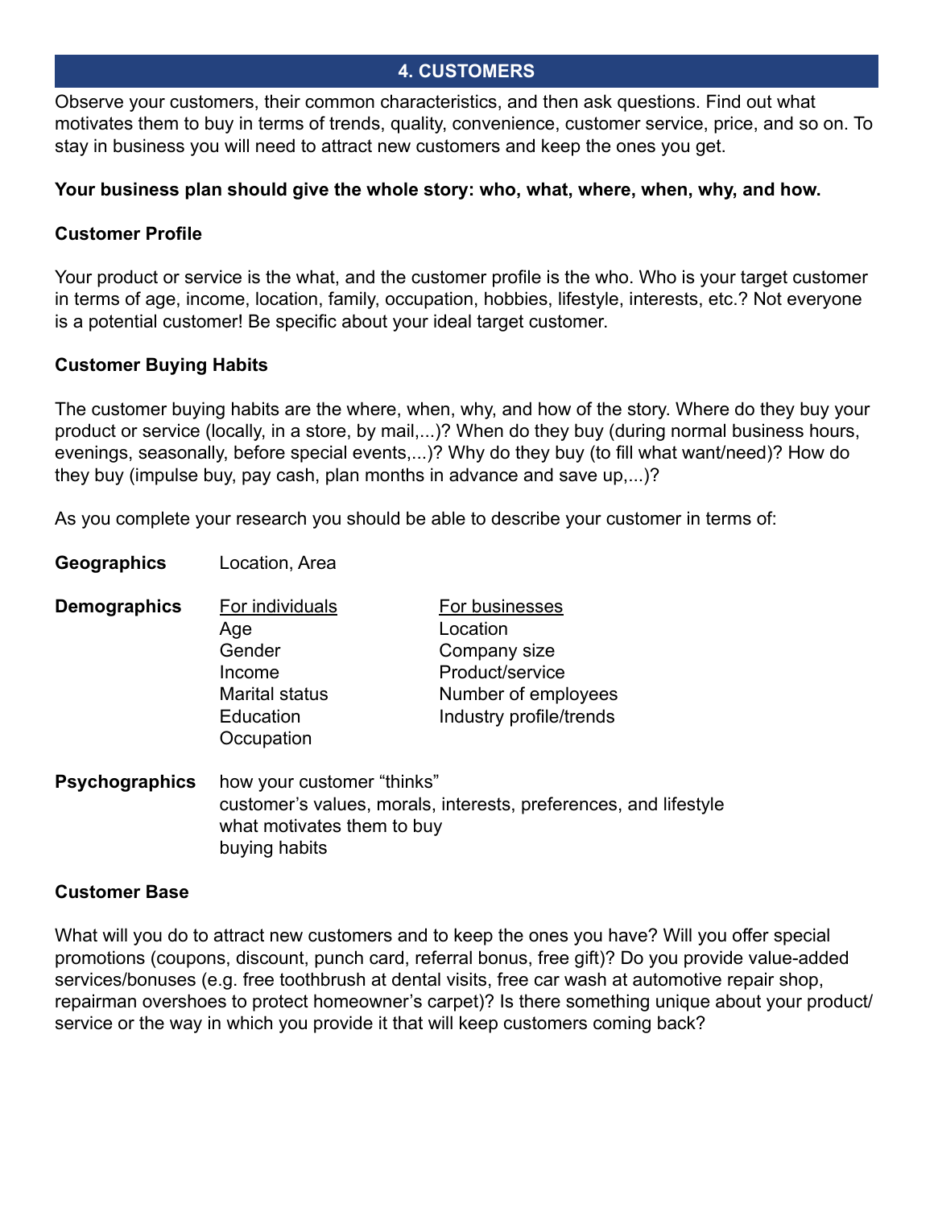## 4. CUSTOMERS

Observe your customers, their common characteristics, and then ask questions. Find out what motivates them to buy in terms of trends, quality, convenience, customer service, price, and so on. To stay in business you will need to attract new customers and keep the ones you get.

**Your business plan should give the whole story: who, what, where, when, why, and how.**

### Customer Profile

Your product or service is the what, and the customer profile is the who. Who is your target customer in terms of age, income, location, family, occupation, hobbies, lifestyle, interests, etc.? Not everyone is a potential customer! Be specific about your ideal target customer.

### Customer Buying Habits

The customer buying habits are the where, when, why, and how of the story. Where do they buy your product or service (locally, in a store, by mail,...)? When do they buy (during normal business hours, evenings, seasonally, before special events,...)? Why do they buy (to fill what want/need)? How do they buy (impulse buy, pay cash, plan months in advance and save up,...)?

As you complete your research you should be able to describe your customer in terms of:

**Geographics** — Location, Area

**Demographics**

| For individuals | For businesses |
|---|---|
| Age | Location |
| Gender | Company size |
| Income | Product/service |
| Marital status | Number of employees |
| Education | Industry profile/trends |
| Occupation | |

**Psychographics** — how your customer "thinks"
- customer's values, morals, interests, preferences, and lifestyle
- what motivates them to buy
- buying habits

### Customer Base

What will you do to attract new customers and to keep the ones you have? Will you offer special promotions (coupons, discount, punch card, referral bonus, free gift)? Do you provide value-added services/bonuses (e.g. free toothbrush at dental visits, free car wash at automotive repair shop, repairman overshoes to protect homeowner's carpet)? Is there something unique about your product/service or the way in which you provide it that will keep customers coming back?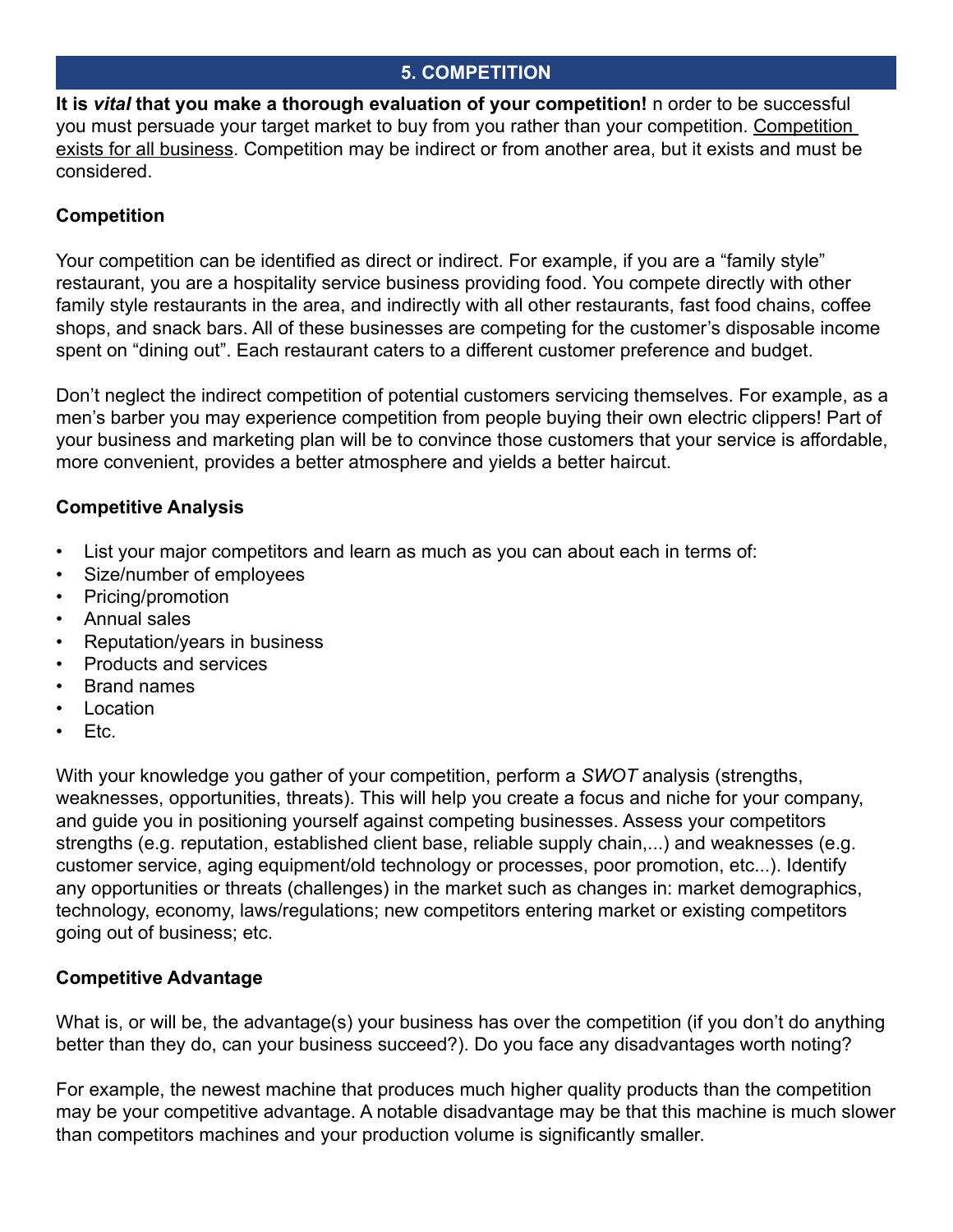## 5. COMPETITION

**It is *vital* that you make a thorough evaluation of your competition!** n order to be successful you must persuade your target market to buy from you rather than your competition. Competition exists for all business. Competition may be indirect or from another area, but it exists and must be considered.

### Competition

Your competition can be identified as direct or indirect. For example, if you are a “family style” restaurant, you are a hospitality service business providing food. You compete directly with other family style restaurants in the area, and indirectly with all other restaurants, fast food chains, coffee shops, and snack bars. All of these businesses are competing for the customer’s disposable income spent on “dining out”. Each restaurant caters to a different customer preference and budget.

Don’t neglect the indirect competition of potential customers servicing themselves. For example, as a men’s barber you may experience competition from people buying their own electric clippers! Part of your business and marketing plan will be to convince those customers that your service is affordable, more convenient, provides a better atmosphere and yields a better haircut.

### Competitive Analysis

- List your major competitors and learn as much as you can about each in terms of:
- Size/number of employees
- Pricing/promotion
- Annual sales
- Reputation/years in business
- Products and services
- Brand names
- Location
- Etc.

With your knowledge you gather of your competition, perform a *SWOT* analysis (strengths, weaknesses, opportunities, threats). This will help you create a focus and niche for your company, and guide you in positioning yourself against competing businesses. Assess your competitors strengths (e.g. reputation, established client base, reliable supply chain,...) and weaknesses (e.g. customer service, aging equipment/old technology or processes, poor promotion, etc...). Identify any opportunities or threats (challenges) in the market such as changes in: market demographics, technology, economy, laws/regulations; new competitors entering market or existing competitors going out of business; etc.

### Competitive Advantage

What is, or will be, the advantage(s) your business has over the competition (if you don’t do anything better than they do, can your business succeed?). Do you face any disadvantages worth noting?

For example, the newest machine that produces much higher quality products than the competition may be your competitive advantage. A notable disadvantage may be that this machine is much slower than competitors machines and your production volume is significantly smaller.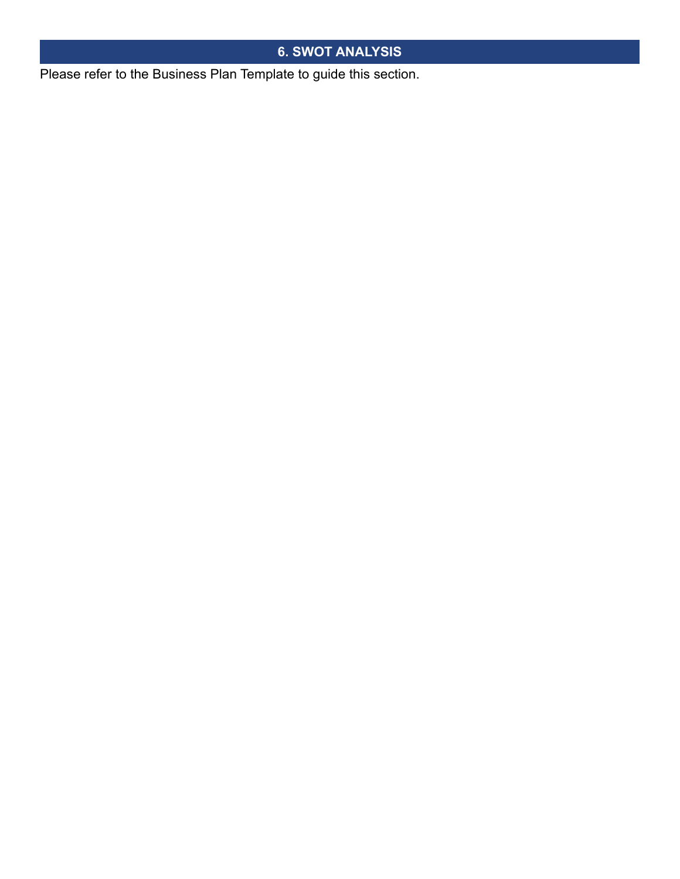## 6. SWOT ANALYSIS

Please refer to the Business Plan Template to guide this section.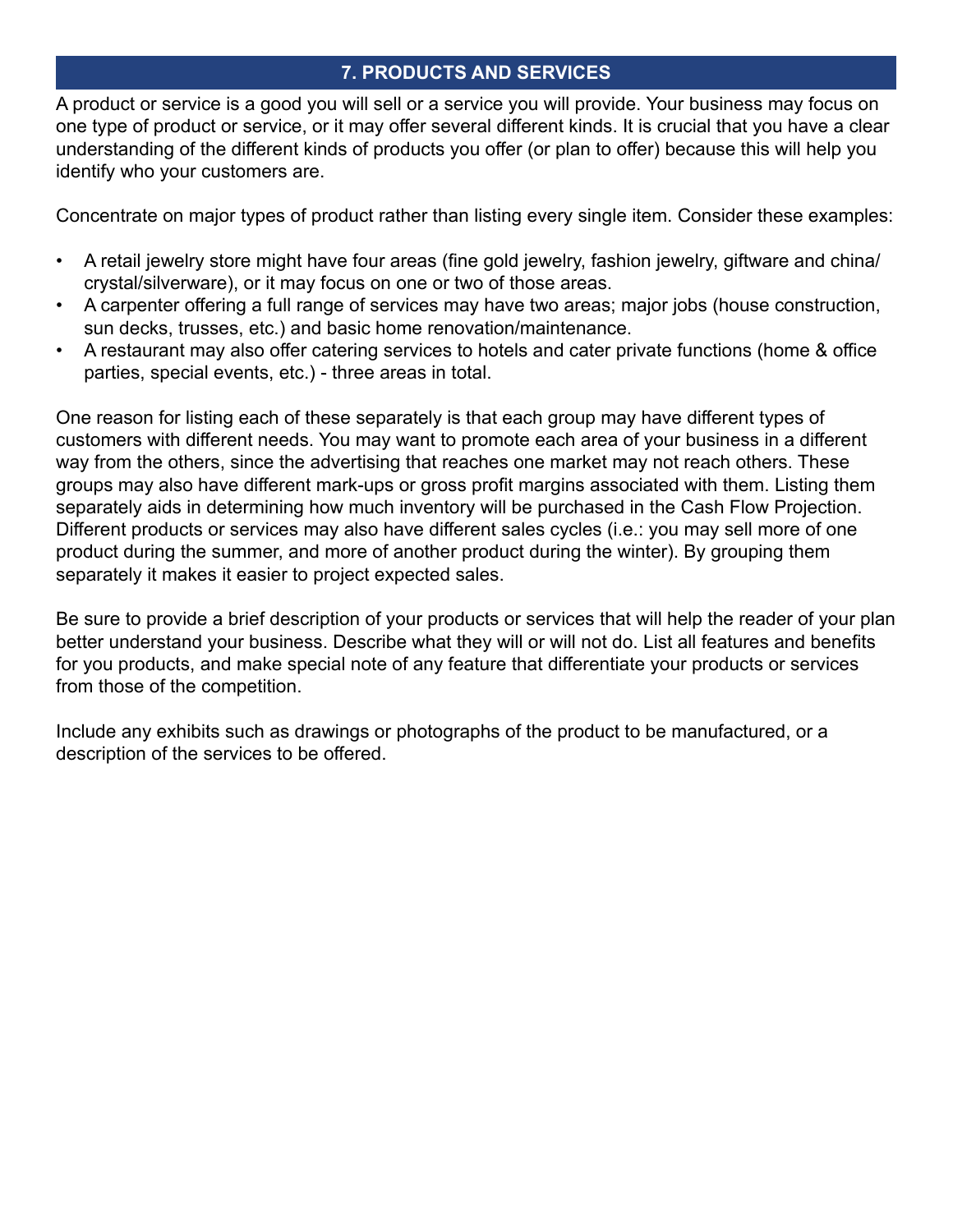## 7. PRODUCTS AND SERVICES

A product or service is a good you will sell or a service you will provide. Your business may focus on one type of product or service, or it may offer several different kinds. It is crucial that you have a clear understanding of the different kinds of products you offer (or plan to offer) because this will help you identify who your customers are.

Concentrate on major types of product rather than listing every single item. Consider these examples:

- A retail jewelry store might have four areas (fine gold jewelry, fashion jewelry, giftware and china/crystal/silverware), or it may focus on one or two of those areas.
- A carpenter offering a full range of services may have two areas; major jobs (house construction, sun decks, trusses, etc.) and basic home renovation/maintenance.
- A restaurant may also offer catering services to hotels and cater private functions (home & office parties, special events, etc.) - three areas in total.

One reason for listing each of these separately is that each group may have different types of customers with different needs. You may want to promote each area of your business in a different way from the others, since the advertising that reaches one market may not reach others. These groups may also have different mark-ups or gross profit margins associated with them. Listing them separately aids in determining how much inventory will be purchased in the Cash Flow Projection. Different products or services may also have different sales cycles (i.e.: you may sell more of one product during the summer, and more of another product during the winter). By grouping them separately it makes it easier to project expected sales.

Be sure to provide a brief description of your products or services that will help the reader of your plan better understand your business. Describe what they will or will not do. List all features and benefits for you products, and make special note of any feature that differentiate your products or services from those of the competition.

Include any exhibits such as drawings or photographs of the product to be manufactured, or a description of the services to be offered.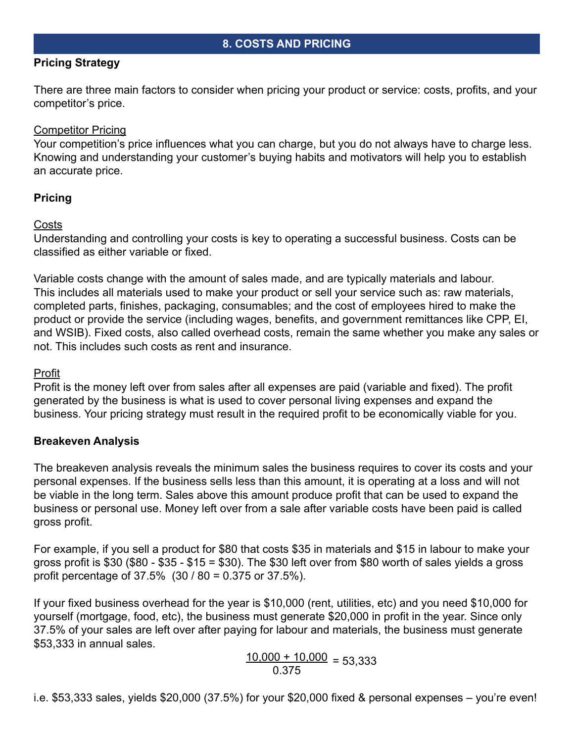## 8. COSTS AND PRICING

### Pricing Strategy

There are three main factors to consider when pricing your product or service: costs, profits, and your competitor's price.

Competitor Pricing

Your competition's price influences what you can charge, but you do not always have to charge less. Knowing and understanding your customer's buying habits and motivators will help you to establish an accurate price.

### Pricing

Costs

Understanding and controlling your costs is key to operating a successful business. Costs can be classified as either variable or fixed.

Variable costs change with the amount of sales made, and are typically materials and labour. This includes all materials used to make your product or sell your service such as: raw materials, completed parts, finishes, packaging, consumables; and the cost of employees hired to make the product or provide the service (including wages, benefits, and government remittances like CPP, EI, and WSIB). Fixed costs, also called overhead costs, remain the same whether you make any sales or not. This includes such costs as rent and insurance.

Profit

Profit is the money left over from sales after all expenses are paid (variable and fixed). The profit generated by the business is what is used to cover personal living expenses and expand the business. Your pricing strategy must result in the required profit to be economically viable for you.

### Breakeven Analysis

The breakeven analysis reveals the minimum sales the business requires to cover its costs and your personal expenses. If the business sells less than this amount, it is operating at a loss and will not be viable in the long term. Sales above this amount produce profit that can be used to expand the business or personal use. Money left over from a sale after variable costs have been paid is called gross profit.

For example, if you sell a product for $80 that costs $35 in materials and $15 in labour to make your gross profit is $30 ($80 - $35 - $15 = $30). The $30 left over from $80 worth of sales yields a gross profit percentage of 37.5% (30 / 80 = 0.375 or 37.5%).

If your fixed business overhead for the year is $10,000 (rent, utilities, etc) and you need $10,000 for yourself (mortgage, food, etc), the business must generate $20,000 in profit in the year. Since only 37.5% of your sales are left over after paying for labour and materials, the business must generate $53,333 in annual sales.

$$\frac{10{,}000 + 10{,}000}{0.375} = 53{,}333$$

i.e. $53,333 sales, yields $20,000 (37.5%) for your $20,000 fixed & personal expenses – you're even!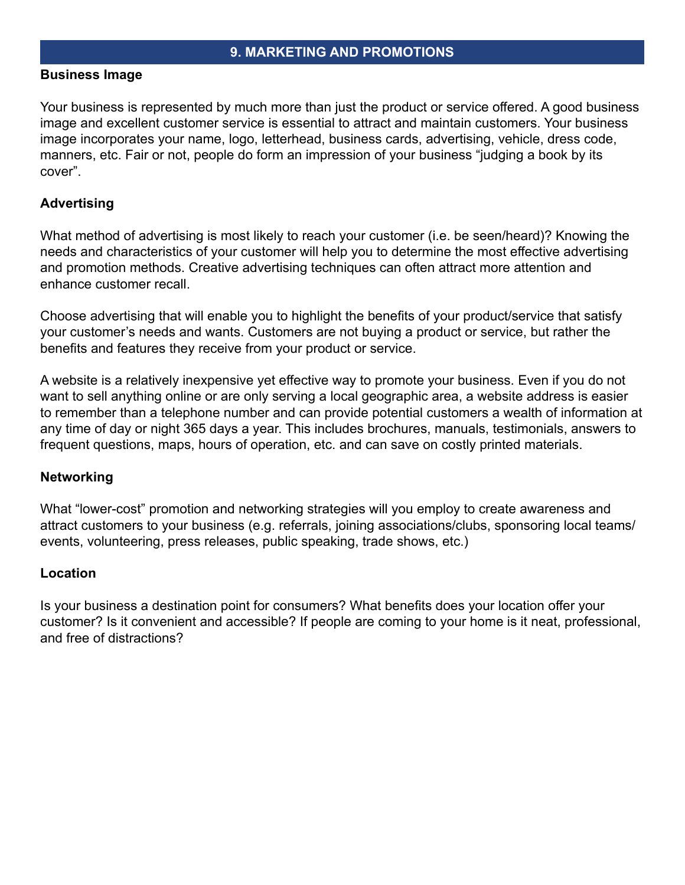## 9. MARKETING AND PROMOTIONS

### Business Image

Your business is represented by much more than just the product or service offered. A good business image and excellent customer service is essential to attract and maintain customers. Your business image incorporates your name, logo, letterhead, business cards, advertising, vehicle, dress code, manners, etc. Fair or not, people do form an impression of your business “judging a book by its cover”.

### Advertising

What method of advertising is most likely to reach your customer (i.e. be seen/heard)? Knowing the needs and characteristics of your customer will help you to determine the most effective advertising and promotion methods. Creative advertising techniques can often attract more attention and enhance customer recall.

Choose advertising that will enable you to highlight the benefits of your product/service that satisfy your customer’s needs and wants. Customers are not buying a product or service, but rather the benefits and features they receive from your product or service.

A website is a relatively inexpensive yet effective way to promote your business. Even if you do not want to sell anything online or are only serving a local geographic area, a website address is easier to remember than a telephone number and can provide potential customers a wealth of information at any time of day or night 365 days a year. This includes brochures, manuals, testimonials, answers to frequent questions, maps, hours of operation, etc. and can save on costly printed materials.

### Networking

What “lower-cost” promotion and networking strategies will you employ to create awareness and attract customers to your business (e.g. referrals, joining associations/clubs, sponsoring local teams/ events, volunteering, press releases, public speaking, trade shows, etc.)

### Location

Is your business a destination point for consumers? What benefits does your location offer your customer? Is it convenient and accessible? If people are coming to your home is it neat, professional, and free of distractions?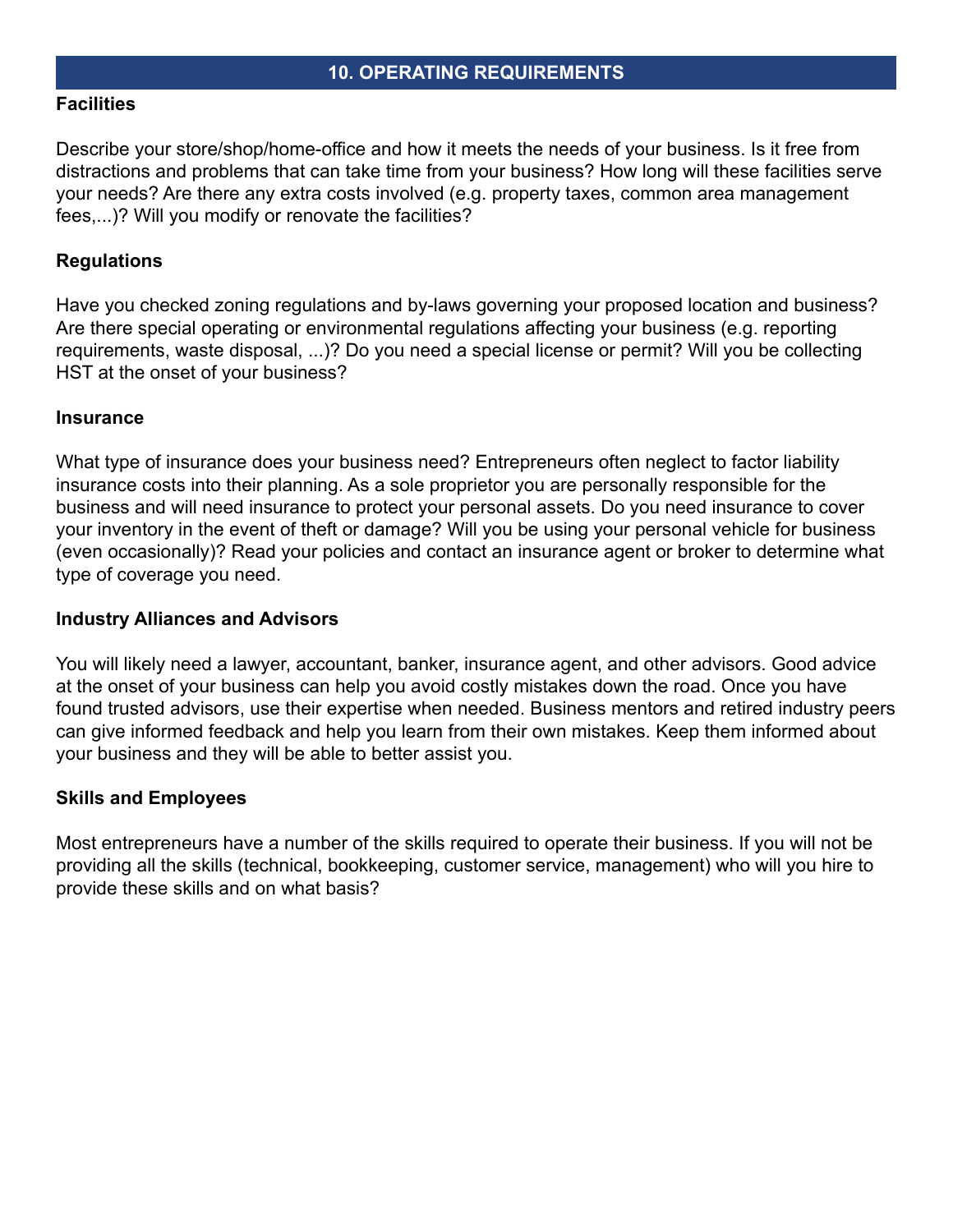## 10. OPERATING REQUIREMENTS

### Facilities

Describe your store/shop/home-office and how it meets the needs of your business. Is it free from distractions and problems that can take time from your business? How long will these facilities serve your needs? Are there any extra costs involved (e.g. property taxes, common area management fees,...)? Will you modify or renovate the facilities?

### Regulations

Have you checked zoning regulations and by-laws governing your proposed location and business? Are there special operating or environmental regulations affecting your business (e.g. reporting requirements, waste disposal, ...)? Do you need a special license or permit? Will you be collecting HST at the onset of your business?

### Insurance

What type of insurance does your business need? Entrepreneurs often neglect to factor liability insurance costs into their planning. As a sole proprietor you are personally responsible for the business and will need insurance to protect your personal assets. Do you need insurance to cover your inventory in the event of theft or damage? Will you be using your personal vehicle for business (even occasionally)? Read your policies and contact an insurance agent or broker to determine what type of coverage you need.

### Industry Alliances and Advisors

You will likely need a lawyer, accountant, banker, insurance agent, and other advisors. Good advice at the onset of your business can help you avoid costly mistakes down the road. Once you have found trusted advisors, use their expertise when needed. Business mentors and retired industry peers can give informed feedback and help you learn from their own mistakes. Keep them informed about your business and they will be able to better assist you.

### Skills and Employees

Most entrepreneurs have a number of the skills required to operate their business. If you will not be providing all the skills (technical, bookkeeping, customer service, management) who will you hire to provide these skills and on what basis?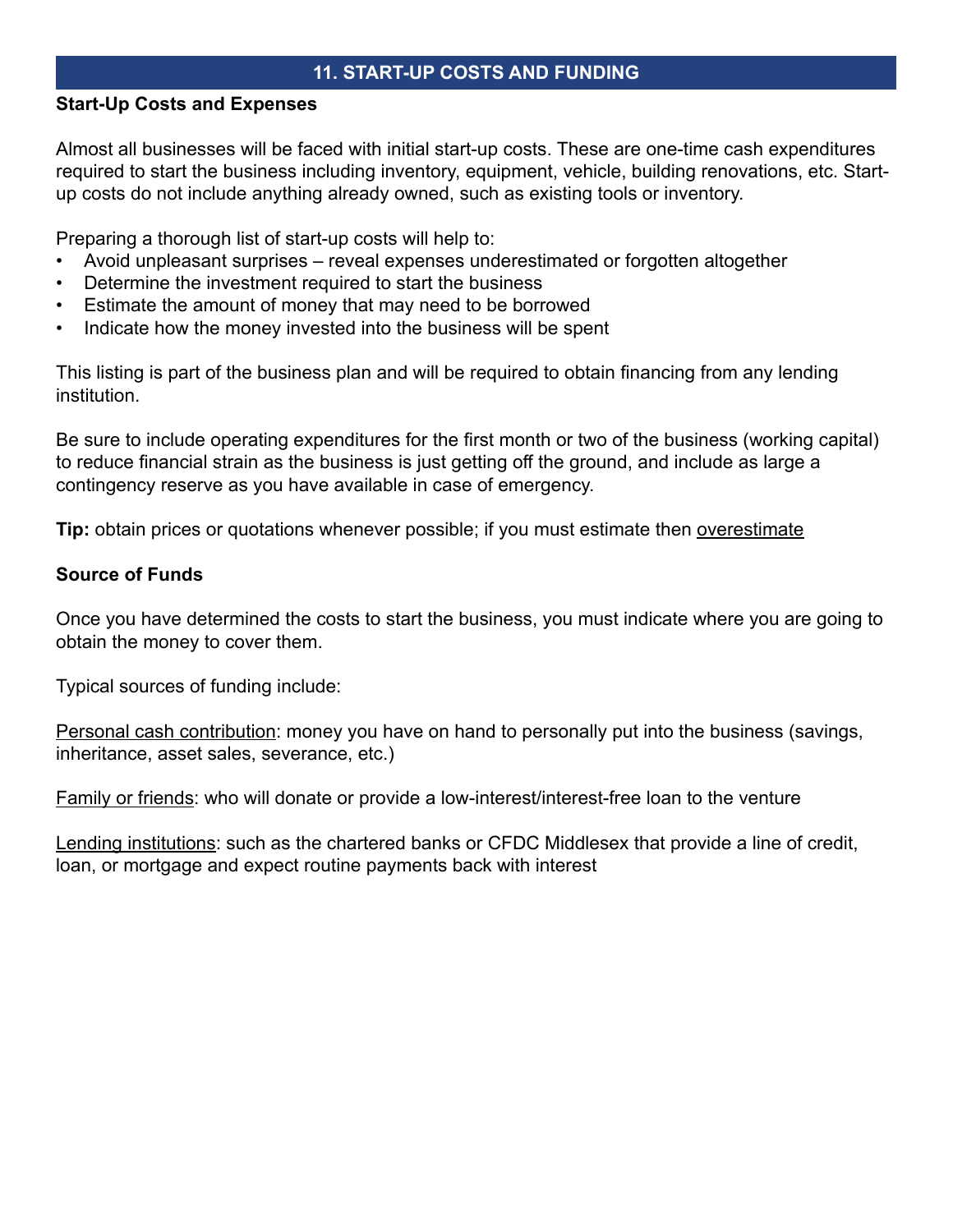## 11. START-UP COSTS AND FUNDING

**Start-Up Costs and Expenses**

Almost all businesses will be faced with initial start-up costs. These are one-time cash expenditures required to start the business including inventory, equipment, vehicle, building renovations, etc. Start-up costs do not include anything already owned, such as existing tools or inventory.

Preparing a thorough list of start-up costs will help to:

- Avoid unpleasant surprises – reveal expenses underestimated or forgotten altogether
- Determine the investment required to start the business
- Estimate the amount of money that may need to be borrowed
- Indicate how the money invested into the business will be spent

This listing is part of the business plan and will be required to obtain financing from any lending institution.

Be sure to include operating expenditures for the first month or two of the business (working capital) to reduce financial strain as the business is just getting off the ground, and include as large a contingency reserve as you have available in case of emergency.

**Tip:** obtain prices or quotations whenever possible; if you must estimate then overestimate

**Source of Funds**

Once you have determined the costs to start the business, you must indicate where you are going to obtain the money to cover them.

Typical sources of funding include:

Personal cash contribution: money you have on hand to personally put into the business (savings, inheritance, asset sales, severance, etc.)

Family or friends: who will donate or provide a low-interest/interest-free loan to the venture

Lending institutions: such as the chartered banks or CFDC Middlesex that provide a line of credit, loan, or mortgage and expect routine payments back with interest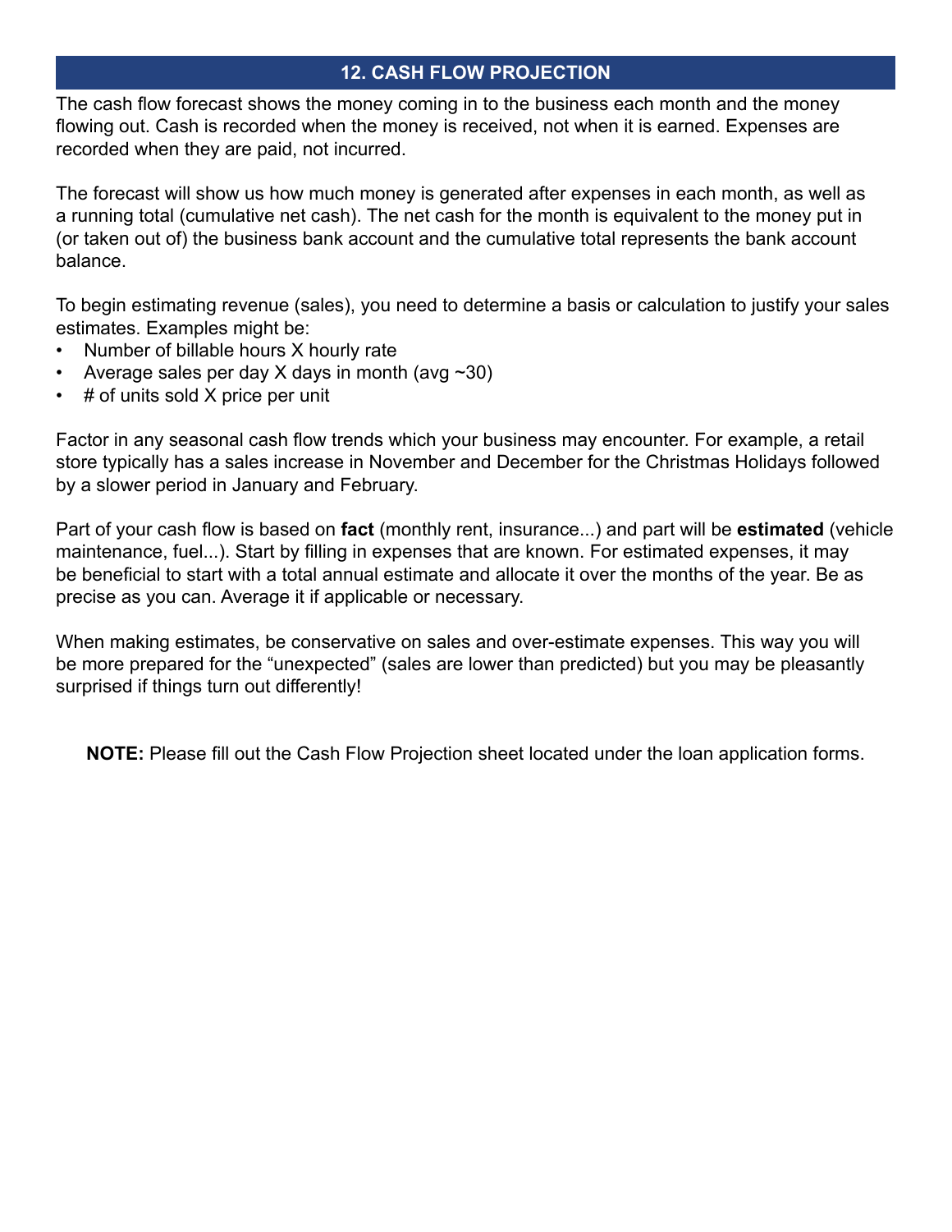## 12. CASH FLOW PROJECTION

The cash flow forecast shows the money coming in to the business each month and the money flowing out. Cash is recorded when the money is received, not when it is earned. Expenses are recorded when they are paid, not incurred.

The forecast will show us how much money is generated after expenses in each month, as well as a running total (cumulative net cash). The net cash for the month is equivalent to the money put in (or taken out of) the business bank account and the cumulative total represents the bank account balance.

To begin estimating revenue (sales), you need to determine a basis or calculation to justify your sales estimates. Examples might be:

- Number of billable hours X hourly rate
- Average sales per day X days in month (avg ~30)
- # of units sold X price per unit

Factor in any seasonal cash flow trends which your business may encounter. For example, a retail store typically has a sales increase in November and December for the Christmas Holidays followed by a slower period in January and February.

Part of your cash flow is based on **fact** (monthly rent, insurance...) and part will be **estimated** (vehicle maintenance, fuel...). Start by filling in expenses that are known. For estimated expenses, it may be beneficial to start with a total annual estimate and allocate it over the months of the year. Be as precise as you can. Average it if applicable or necessary.

When making estimates, be conservative on sales and over-estimate expenses. This way you will be more prepared for the "unexpected" (sales are lower than predicted) but you may be pleasantly surprised if things turn out differently!

**NOTE:** Please fill out the Cash Flow Projection sheet located under the loan application forms.